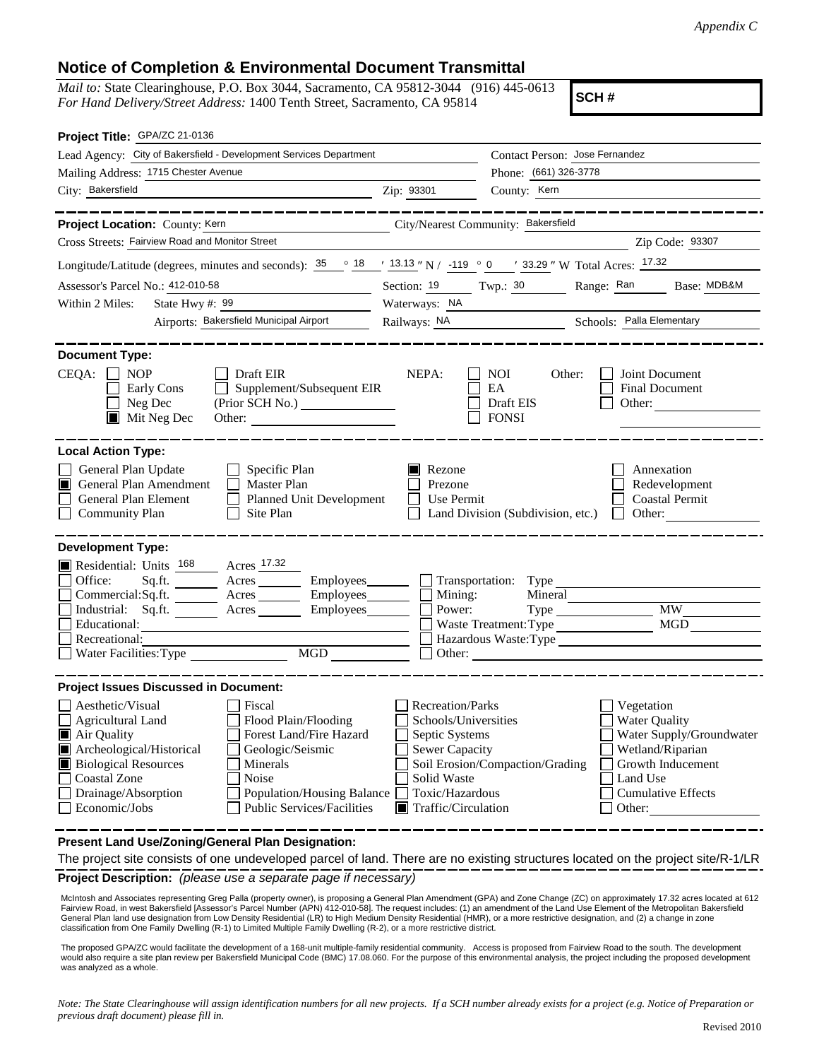*Appendix C*

# Notice of Completion & Environmental Document Transmittal

*Mail to:* State Clearinghouse, P.O. Box 3044, Sacramento, CA 95812-3044 (916) 445-0613
*For Hand Delivery/Street Address:* 1400 Tenth Street, Sacramento, CA 95814

**SCH #**

**Project Title:** GPA/ZC 21-0136

Lead Agency: City of Bakersfield - Development Services Department
Contact Person: Jose Fernandez
Mailing Address: 1715 Chester Avenue
Phone: (661) 326-3778
City: Bakersfield
Zip: 93301
County: Kern

---

**Project Location:** County: Kern
City/Nearest Community: Bakersfield
Cross Streets: Fairview Road and Monitor Street
Zip Code: 93307
Longitude/Latitude (degrees, minutes and seconds): 35 ° 18 ′ 13.13 ″ N / -119 ° 0 ′ 33.29 ″ W Total Acres: 17.32
Assessor's Parcel No.: 412-010-58
Section: 19 Twp.: 30 Range: Ran Base: MDB&M
Within 2 Miles: State Hwy #: 99
Waterways: NA
Airports: Bakersfield Municipal Airport
Railways: NA
Schools: Palla Elementary

---

**Document Type:**

CEQA: ☐ NOP ☐ Early Cons ☐ Neg Dec ☒ Mit Neg Dec
☐ Draft EIR ☐ Supplement/Subsequent EIR (Prior SCH No.) ______ Other: ______
NEPA: ☐ NOI ☐ EA ☐ Draft EIS ☐ FONSI
Other: ☐ Joint Document ☐ Final Document ☐ Other: ______

---

**Local Action Type:**

☐ General Plan Update
☒ General Plan Amendment
☐ General Plan Element
☐ Community Plan
☐ Specific Plan
☐ Master Plan
☐ Planned Unit Development
☐ Site Plan
☒ Rezone
☐ Prezone
☐ Use Permit
☐ Land Division (Subdivision, etc.)
☐ Annexation
☐ Redevelopment
☐ Coastal Permit
☐ Other: ______

---

**Development Type:**

☒ Residential: Units 168 Acres 17.32
☐ Office: Sq.ft. ____ Acres ____ Employees ____
☐ Commercial: Sq.ft. ____ Acres ____ Employees ____
☐ Industrial: Sq.ft. ____ Acres ____ Employees ____
☐ Educational: ______
☐ Recreational: ______
☐ Water Facilities: Type ______ MGD ______
☐ Transportation: Type ______
☐ Mining: Mineral ______
☐ Power: Type ______ MW ______
☐ Waste Treatment: Type ______ MGD ______
☐ Hazardous Waste: Type ______
☐ Other: ______

---

**Project Issues Discussed in Document:**

☐ Aesthetic/Visual
☐ Agricultural Land
☒ Air Quality
☒ Archeological/Historical
☒ Biological Resources
☐ Coastal Zone
☐ Drainage/Absorption
☐ Economic/Jobs
☐ Fiscal
☐ Flood Plain/Flooding
☐ Forest Land/Fire Hazard
☐ Geologic/Seismic
☐ Minerals
☐ Noise
☐ Population/Housing Balance
☐ Public Services/Facilities
☐ Recreation/Parks
☐ Schools/Universities
☐ Septic Systems
☐ Sewer Capacity
☐ Soil Erosion/Compaction/Grading
☐ Solid Waste
☐ Toxic/Hazardous
☒ Traffic/Circulation
☐ Vegetation
☐ Water Quality
☐ Water Supply/Groundwater
☐ Wetland/Riparian
☐ Growth Inducement
☐ Land Use
☐ Cumulative Effects
☐ Other: ______

---

**Present Land Use/Zoning/General Plan Designation:**

The project site consists of one undeveloped parcel of land. There are no existing structures located on the project site/R-1/LR

**Project Description:** *(please use a separate page if necessary)*

McIntosh and Associates representing Greg Palla (property owner), is proposing a General Plan Amendment (GPA) and Zone Change (ZC) on approximately 17.32 acres located at 612 Fairview Road, in west Bakersfield [Assessor's Parcel Number (APN) 412-010-58]. The request includes: (1) an amendment of the Land Use Element of the Metropolitan Bakersfield General Plan land use designation from Low Density Residential (LR) to High Medium Density Residential (HMR), or a more restrictive designation, and (2) a change in zone classification from One Family Dwelling (R-1) to Limited Multiple Family Dwelling (R-2), or a more restrictive district.

The proposed GPA/ZC would facilitate the development of a 168-unit multiple-family residential community. Access is proposed from Fairview Road to the south. The development would also require a site plan review per Bakersfield Municipal Code (BMC) 17.08.060. For the purpose of this environmental analysis, the project including the proposed development was analyzed as a whole.

*Note: The State Clearinghouse will assign identification numbers for all new projects. If a SCH number already exists for a project (e.g. Notice of Preparation or previous draft document) please fill in.*

Revised 2010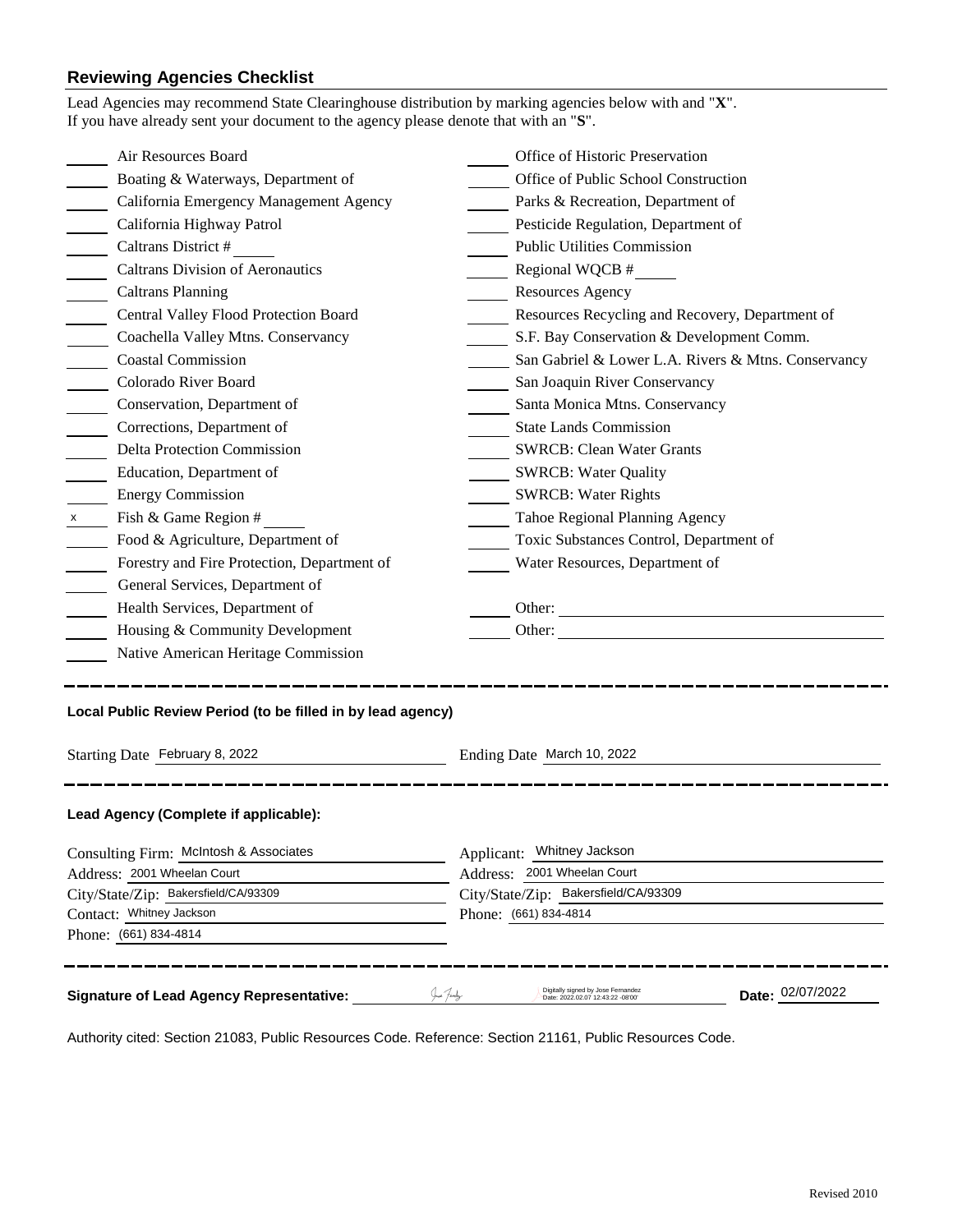## Reviewing Agencies Checklist

Lead Agencies may recommend State Clearinghouse distribution by marking agencies below with and "**X**".
If you have already sent your document to the agency please denote that with an "**S**".

| | | | |
|---|---|---|---|
| | Air Resources Board | | Office of Historic Preservation |
| | Boating & Waterways, Department of | | Office of Public School Construction |
| | California Emergency Management Agency | | Parks & Recreation, Department of |
| | California Highway Patrol | | Pesticide Regulation, Department of |
| | Caltrans District # ____ | | Public Utilities Commission |
| | Caltrans Division of Aeronautics | | Regional WQCB # ____ |
| | Caltrans Planning | | Resources Agency |
| | Central Valley Flood Protection Board | | Resources Recycling and Recovery, Department of |
| | Coachella Valley Mtns. Conservancy | | S.F. Bay Conservation & Development Comm. |
| | Coastal Commission | | San Gabriel & Lower L.A. Rivers & Mtns. Conservancy |
| | Colorado River Board | | San Joaquin River Conservancy |
| | Conservation, Department of | | Santa Monica Mtns. Conservancy |
| | Corrections, Department of | | State Lands Commission |
| | Delta Protection Commission | | SWRCB: Clean Water Grants |
| | Education, Department of | | SWRCB: Water Quality |
| | Energy Commission | | SWRCB: Water Rights |
| x | Fish & Game Region # ____ | | Tahoe Regional Planning Agency |
| | Food & Agriculture, Department of | | Toxic Substances Control, Department of |
| | Forestry and Fire Protection, Department of | | Water Resources, Department of |
| | General Services, Department of | | |
| | Health Services, Department of | | Other: |
| | Housing & Community Development | | Other: |
| | Native American Heritage Commission | | |

---

**Local Public Review Period (to be filled in by lead agency)**

Starting Date February 8, 2022 Ending Date March 10, 2022

---

**Lead Agency (Complete if applicable):**

Consulting Firm: McIntosh & Associates
Address: 2001 Wheelan Court
City/State/Zip: Bakersfield/CA/93309
Contact: Whitney Jackson
Phone: (661) 834-4814

Applicant: Whitney Jackson
Address: 2001 Wheelan Court
City/State/Zip: Bakersfield/CA/93309
Phone: (661) 834-4814

---

**Signature of Lead Agency Representative:** Digitally signed by Jose Fernandez Date: 2022.02.07 12:43:22 -08'00' **Date:** 02/07/2022

Authority cited: Section 21083, Public Resources Code. Reference: Section 21161, Public Resources Code.

Revised 2010